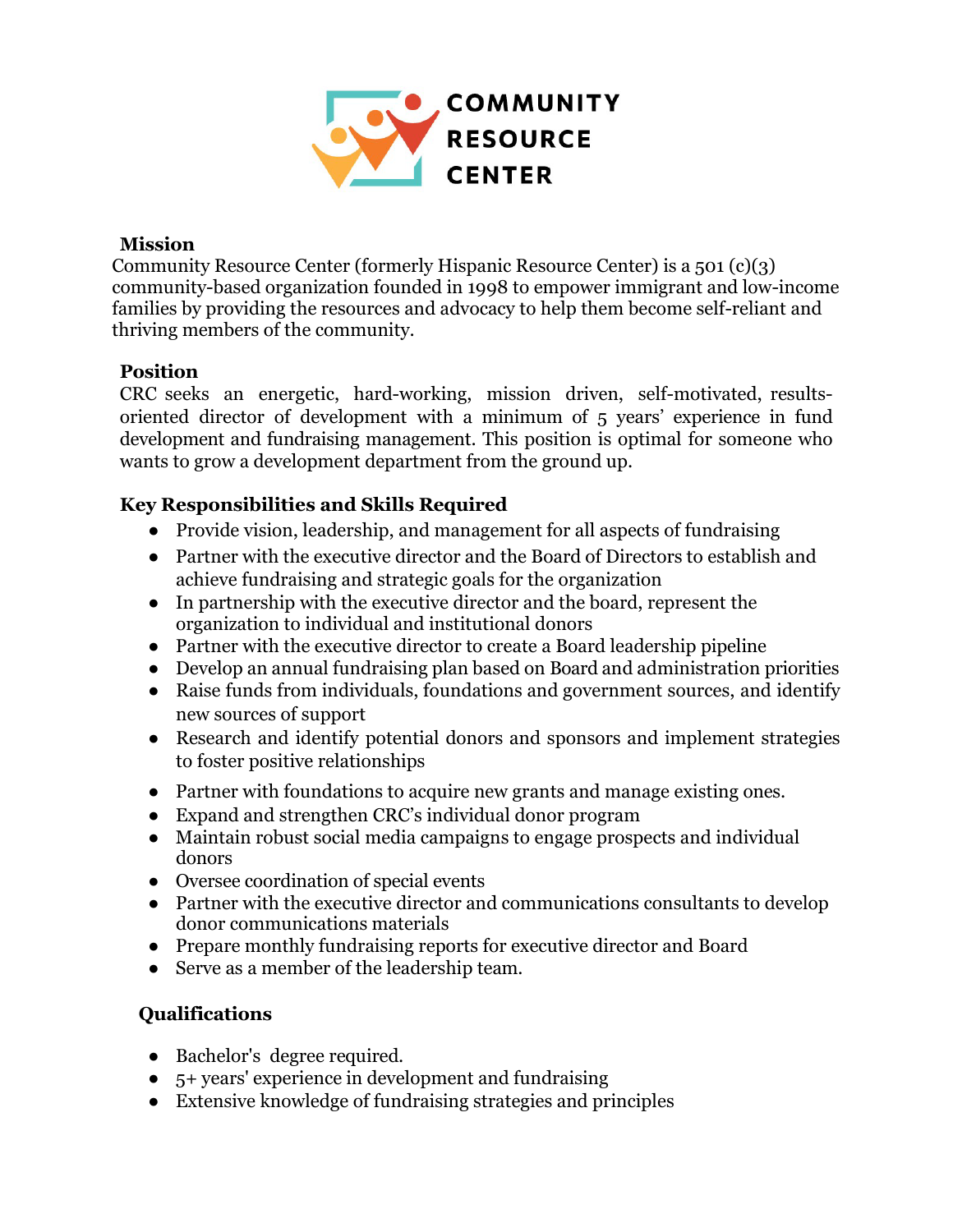# COMMUNITY RESOURCE CENTER

## Mission

Community Resource Center (formerly Hispanic Resource Center) is a 501 (c)(3) community-based organization founded in 1998 to empower immigrant and low-income families by providing the resources and advocacy to help them become self-reliant and thriving members of the community.

## Position

CRC seeks an energetic, hard-working, mission driven, self-motivated, results-oriented director of development with a minimum of 5 years' experience in fund development and fundraising management. This position is optimal for someone who wants to grow a development department from the ground up.

## Key Responsibilities and Skills Required

- Provide vision, leadership, and management for all aspects of fundraising
- Partner with the executive director and the Board of Directors to establish and achieve fundraising and strategic goals for the organization
- In partnership with the executive director and the board, represent the organization to individual and institutional donors
- Partner with the executive director to create a Board leadership pipeline
- Develop an annual fundraising plan based on Board and administration priorities
- Raise funds from individuals, foundations and government sources, and identify new sources of support
- Research and identify potential donors and sponsors and implement strategies to foster positive relationships
- Partner with foundations to acquire new grants and manage existing ones.
- Expand and strengthen CRC's individual donor program
- Maintain robust social media campaigns to engage prospects and individual donors
- Oversee coordination of special events
- Partner with the executive director and communications consultants to develop donor communications materials
- Prepare monthly fundraising reports for executive director and Board
- Serve as a member of the leadership team.

## Qualifications

- Bachelor's degree required.
- 5+ years' experience in development and fundraising
- Extensive knowledge of fundraising strategies and principles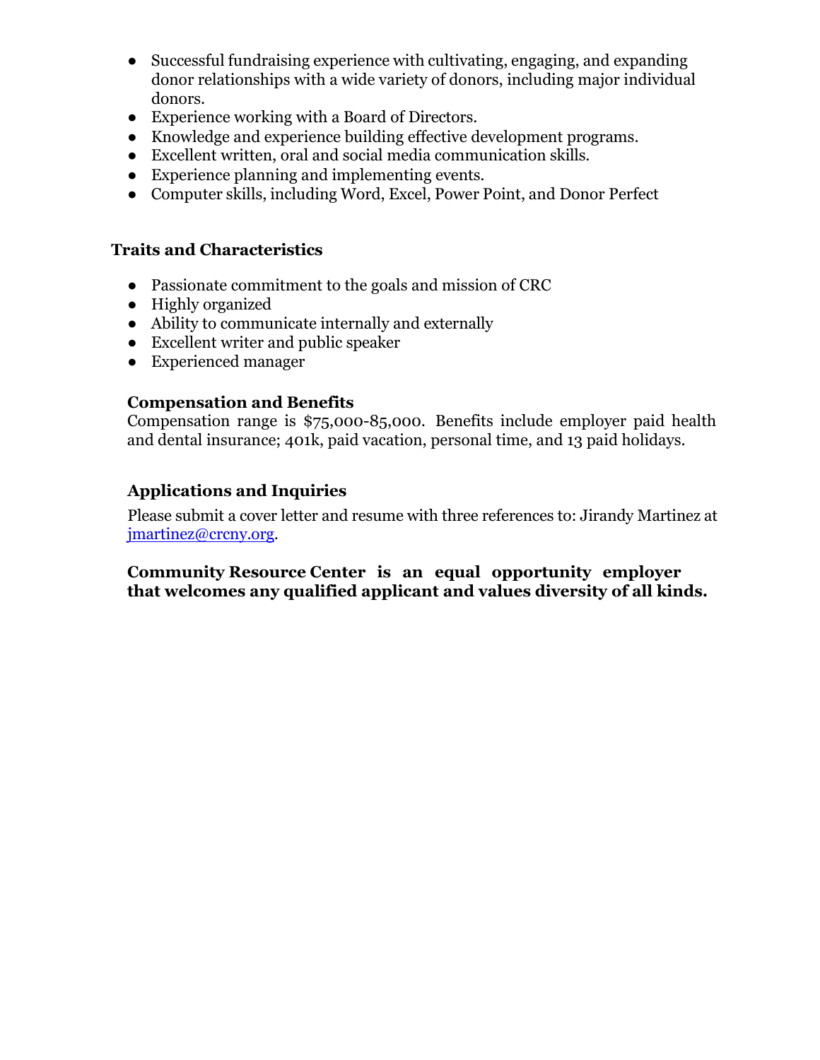- Successful fundraising experience with cultivating, engaging, and expanding donor relationships with a wide variety of donors, including major individual donors.
- Experience working with a Board of Directors.
- Knowledge and experience building effective development programs.
- Excellent written, oral and social media communication skills.
- Experience planning and implementing events.
- Computer skills, including Word, Excel, Power Point, and Donor Perfect

**Traits and Characteristics**

- Passionate commitment to the goals and mission of CRC
- Highly organized
- Ability to communicate internally and externally
- Excellent writer and public speaker
- Experienced manager

**Compensation and Benefits**

Compensation range is $75,000-85,000. Benefits include employer paid health and dental insurance; 401k, paid vacation, personal time, and 13 paid holidays.

**Applications and Inquiries**

Please submit a cover letter and resume with three references to: Jirandy Martinez at jmartinez@crcny.org.

**Community Resource Center is an equal opportunity employer that welcomes any qualified applicant and values diversity of all kinds.**